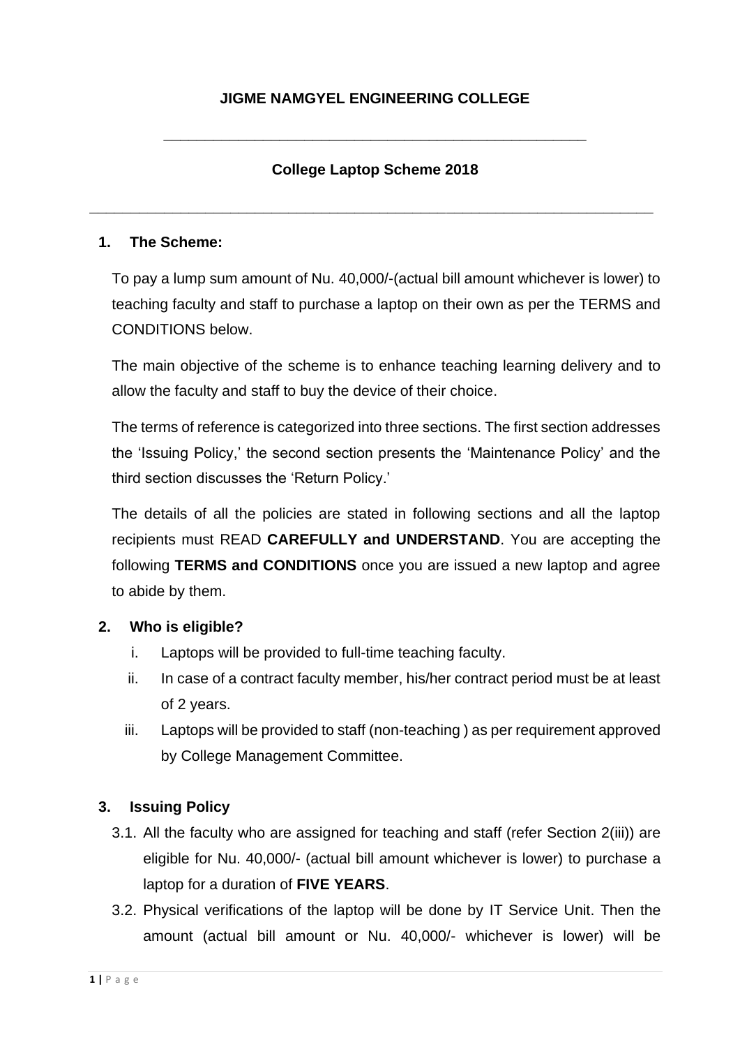# JIGME NAMGYEL ENGINEERING COLLEGE

---

## College Laptop Scheme 2018

---

### 1. The Scheme:

To pay a lump sum amount of Nu. 40,000/-(actual bill amount whichever is lower) to teaching faculty and staff to purchase a laptop on their own as per the TERMS and CONDITIONS below.

The main objective of the scheme is to enhance teaching learning delivery and to allow the faculty and staff to buy the device of their choice.

The terms of reference is categorized into three sections. The first section addresses the 'Issuing Policy,' the second section presents the 'Maintenance Policy' and the third section discusses the 'Return Policy.'

The details of all the policies are stated in following sections and all the laptop recipients must READ **CAREFULLY and UNDERSTAND**. You are accepting the following **TERMS and CONDITIONS** once you are issued a new laptop and agree to abide by them.

### 2. Who is eligible?

i. Laptops will be provided to full-time teaching faculty.

ii. In case of a contract faculty member, his/her contract period must be at least of 2 years.

iii. Laptops will be provided to staff (non-teaching ) as per requirement approved by College Management Committee.

### 3. Issuing Policy

3.1. All the faculty who are assigned for teaching and staff (refer Section 2(iii)) are eligible for Nu. 40,000/- (actual bill amount whichever is lower) to purchase a laptop for a duration of **FIVE YEARS**.

3.2. Physical verifications of the laptop will be done by IT Service Unit. Then the amount (actual bill amount or Nu. 40,000/- whichever is lower) will be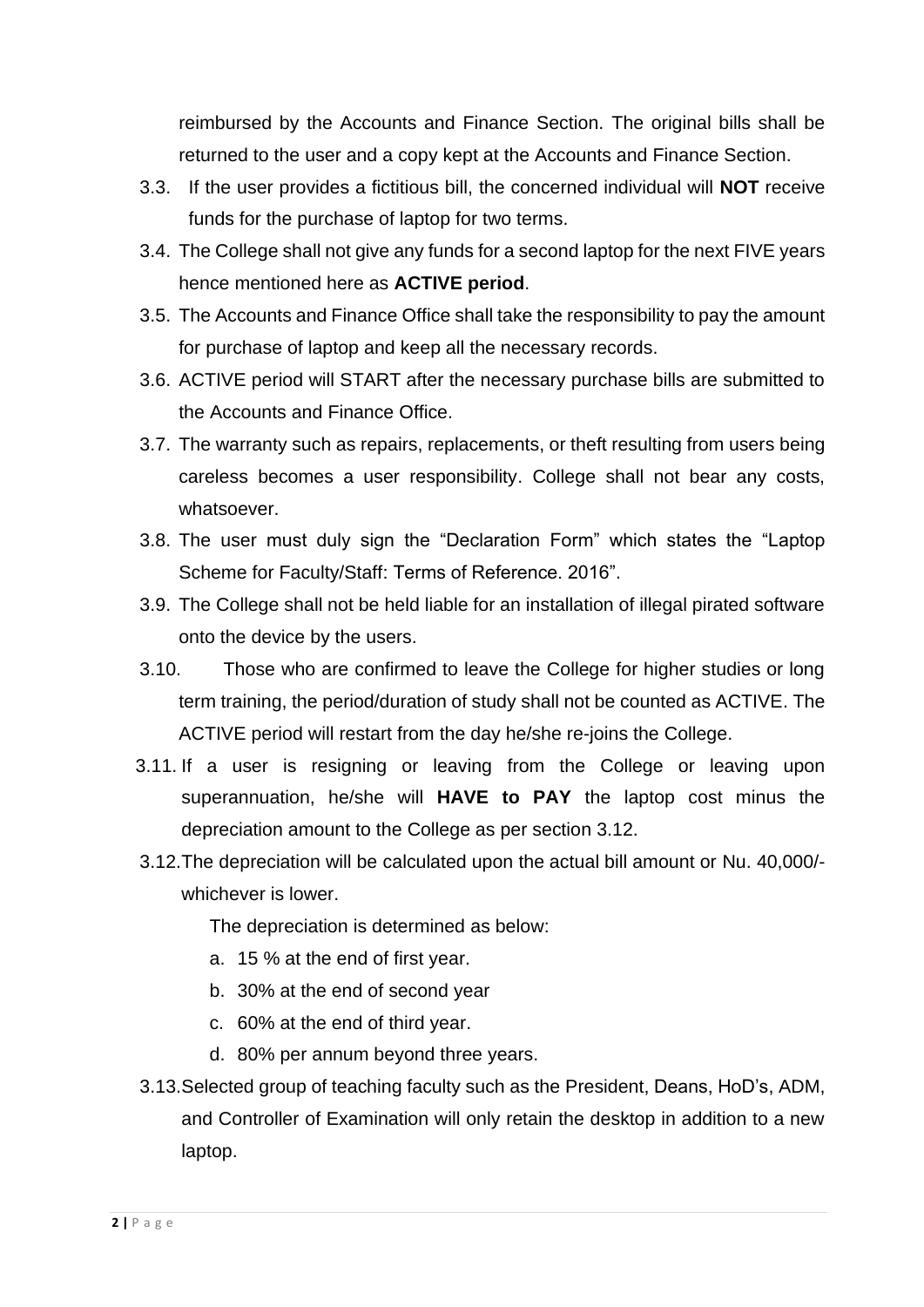reimbursed by the Accounts and Finance Section. The original bills shall be returned to the user and a copy kept at the Accounts and Finance Section.

3.3. If the user provides a fictitious bill, the concerned individual will **NOT** receive funds for the purchase of laptop for two terms.

3.4. The College shall not give any funds for a second laptop for the next FIVE years hence mentioned here as **ACTIVE period**.

3.5. The Accounts and Finance Office shall take the responsibility to pay the amount for purchase of laptop and keep all the necessary records.

3.6. ACTIVE period will START after the necessary purchase bills are submitted to the Accounts and Finance Office.

3.7. The warranty such as repairs, replacements, or theft resulting from users being careless becomes a user responsibility. College shall not bear any costs, whatsoever.

3.8. The user must duly sign the "Declaration Form" which states the "Laptop Scheme for Faculty/Staff: Terms of Reference. 2016".

3.9. The College shall not be held liable for an installation of illegal pirated software onto the device by the users.

3.10. Those who are confirmed to leave the College for higher studies or long term training, the period/duration of study shall not be counted as ACTIVE. The ACTIVE period will restart from the day he/she re-joins the College.

3.11. If a user is resigning or leaving from the College or leaving upon superannuation, he/she will **HAVE to PAY** the laptop cost minus the depreciation amount to the College as per section 3.12.

3.12. The depreciation will be calculated upon the actual bill amount or Nu. 40,000/- whichever is lower.

The depreciation is determined as below:

a. 15 % at the end of first year.
b. 30% at the end of second year
c. 60% at the end of third year.
d. 80% per annum beyond three years.

3.13. Selected group of teaching faculty such as the President, Deans, HoD's, ADM, and Controller of Examination will only retain the desktop in addition to a new laptop.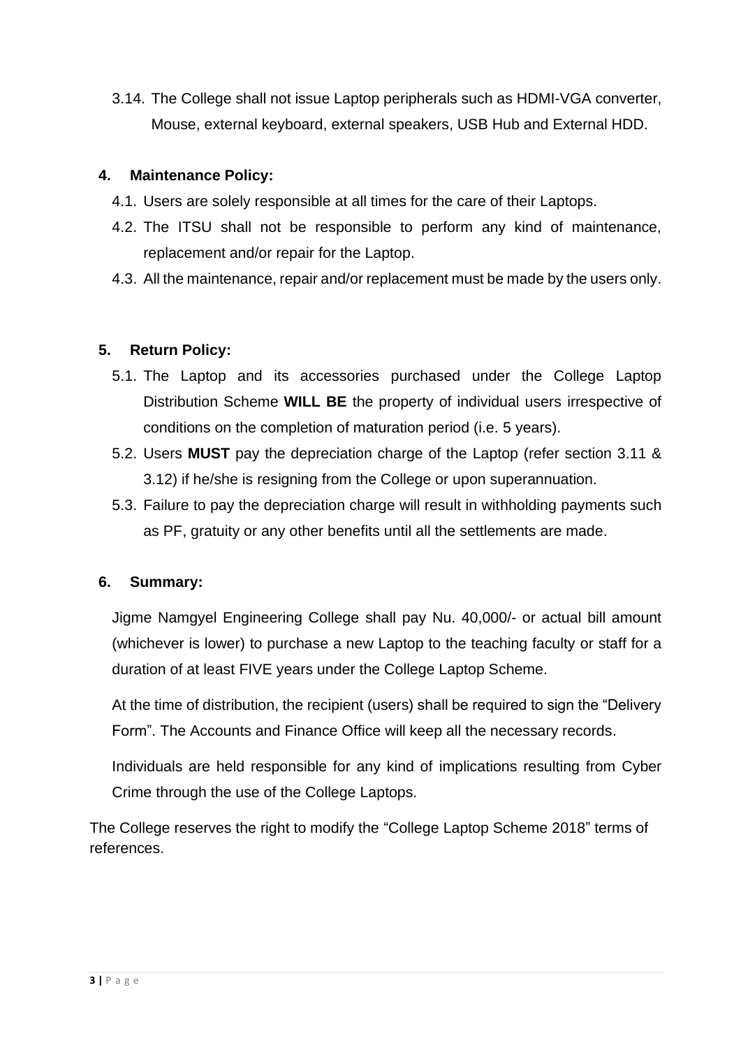3.14. The College shall not issue Laptop peripherals such as HDMI-VGA converter, Mouse, external keyboard, external speakers, USB Hub and External HDD.

## 4. Maintenance Policy:

4.1. Users are solely responsible at all times for the care of their Laptops.

4.2. The ITSU shall not be responsible to perform any kind of maintenance, replacement and/or repair for the Laptop.

4.3. All the maintenance, repair and/or replacement must be made by the users only.

## 5. Return Policy:

5.1. The Laptop and its accessories purchased under the College Laptop Distribution Scheme **WILL BE** the property of individual users irrespective of conditions on the completion of maturation period (i.e. 5 years).

5.2. Users **MUST** pay the depreciation charge of the Laptop (refer section 3.11 & 3.12) if he/she is resigning from the College or upon superannuation.

5.3. Failure to pay the depreciation charge will result in withholding payments such as PF, gratuity or any other benefits until all the settlements are made.

## 6. Summary:

Jigme Namgyel Engineering College shall pay Nu. 40,000/- or actual bill amount (whichever is lower) to purchase a new Laptop to the teaching faculty or staff for a duration of at least FIVE years under the College Laptop Scheme.

At the time of distribution, the recipient (users) shall be required to sign the “Delivery Form”. The Accounts and Finance Office will keep all the necessary records.

Individuals are held responsible for any kind of implications resulting from Cyber Crime through the use of the College Laptops.

The College reserves the right to modify the “College Laptop Scheme 2018” terms of references.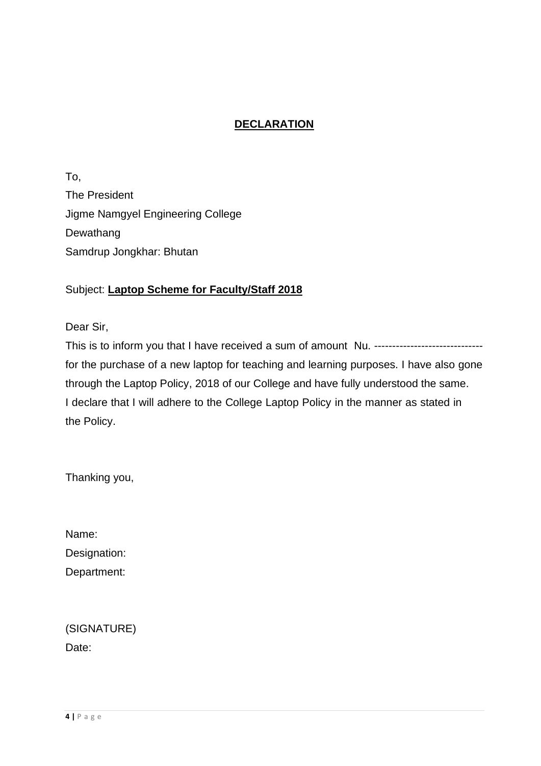# <u>**DECLARATION**</u>

To,
The President
Jigme Namgyel Engineering College
Dewathang
Samdrup Jongkhar: Bhutan

Subject: <u>**Laptop Scheme for Faculty/Staff 2018**</u>

Dear Sir,

This is to inform you that I have received a sum of amount Nu. ----------------------------- for the purchase of a new laptop for teaching and learning purposes. I have also gone through the Laptop Policy, 2018 of our College and have fully understood the same. I declare that I will adhere to the College Laptop Policy in the manner as stated in the Policy.

Thanking you,

Name:
Designation:
Department:

(SIGNATURE)
Date: